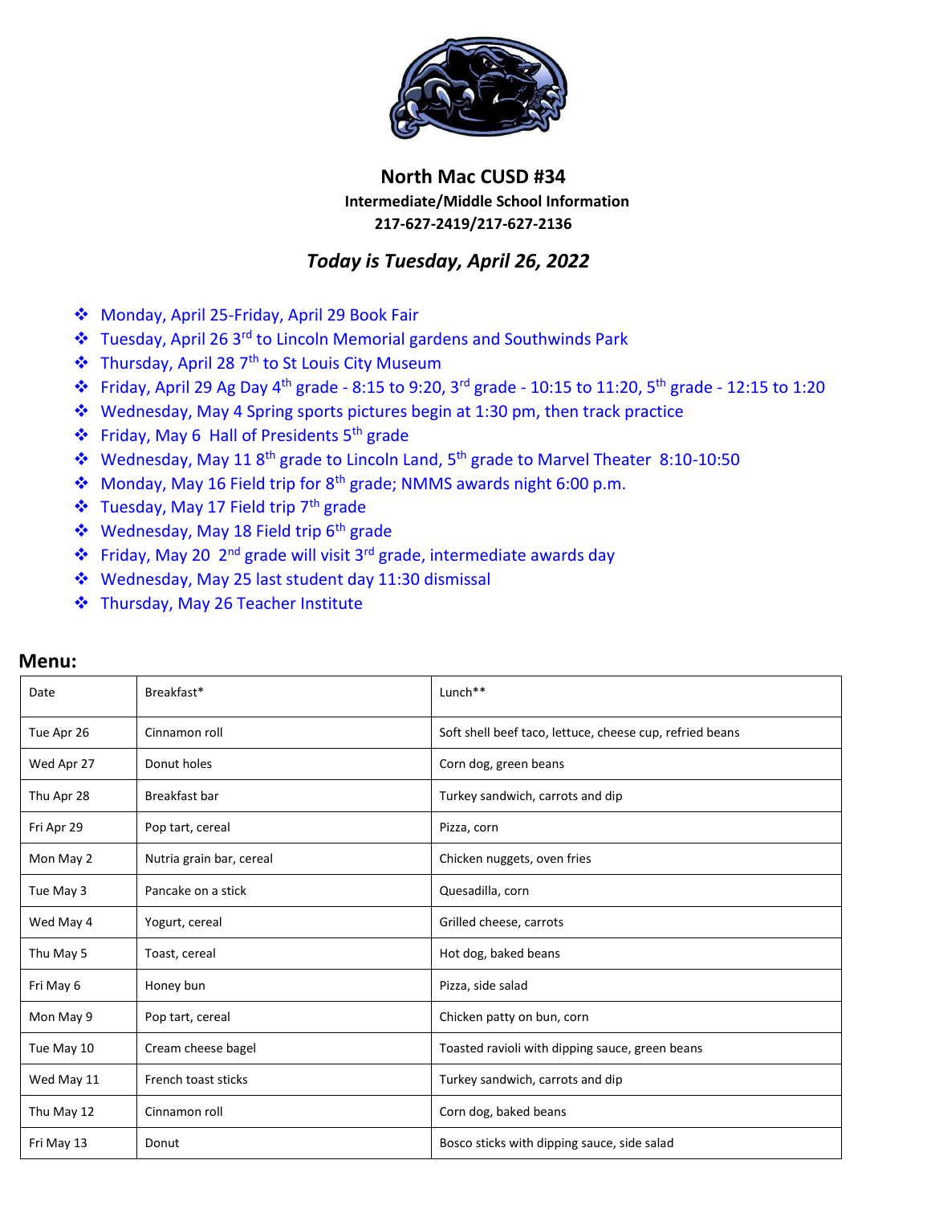# North Mac CUSD #34

**Intermediate/Middle School Information**

**217-627-2419/217-627-2136**

***Today is Tuesday, April 26, 2022***

- Monday, April 25-Friday, April 29 Book Fair
- Tuesday, April 26 3rd to Lincoln Memorial gardens and Southwinds Park
- Thursday, April 28 7th to St Louis City Museum
- Friday, April 29 Ag Day 4th grade - 8:15 to 9:20, 3rd grade - 10:15 to 11:20, 5th grade - 12:15 to 1:20
- Wednesday, May 4 Spring sports pictures begin at 1:30 pm, then track practice
- Friday, May 6 Hall of Presidents 5th grade
- Wednesday, May 11 8th grade to Lincoln Land, 5th grade to Marvel Theater 8:10-10:50
- Monday, May 16 Field trip for 8th grade; NMMS awards night 6:00 p.m.
- Tuesday, May 17 Field trip 7th grade
- Wednesday, May 18 Field trip 6th grade
- Friday, May 20 2nd grade will visit 3rd grade, intermediate awards day
- Wednesday, May 25 last student day 11:30 dismissal
- Thursday, May 26 Teacher Institute

## Menu:

| Date | Breakfast* | Lunch** |
|---|---|---|
| Tue Apr 26 | Cinnamon roll | Soft shell beef taco, lettuce, cheese cup, refried beans |
| Wed Apr 27 | Donut holes | Corn dog, green beans |
| Thu Apr 28 | Breakfast bar | Turkey sandwich, carrots and dip |
| Fri Apr 29 | Pop tart, cereal | Pizza, corn |
| Mon May 2 | Nutria grain bar, cereal | Chicken nuggets, oven fries |
| Tue May 3 | Pancake on a stick | Quesadilla, corn |
| Wed May 4 | Yogurt, cereal | Grilled cheese, carrots |
| Thu May 5 | Toast, cereal | Hot dog, baked beans |
| Fri May 6 | Honey bun | Pizza, side salad |
| Mon May 9 | Pop tart, cereal | Chicken patty on bun, corn |
| Tue May 10 | Cream cheese bagel | Toasted ravioli with dipping sauce, green beans |
| Wed May 11 | French toast sticks | Turkey sandwich, carrots and dip |
| Thu May 12 | Cinnamon roll | Corn dog, baked beans |
| Fri May 13 | Donut | Bosco sticks with dipping sauce, side salad |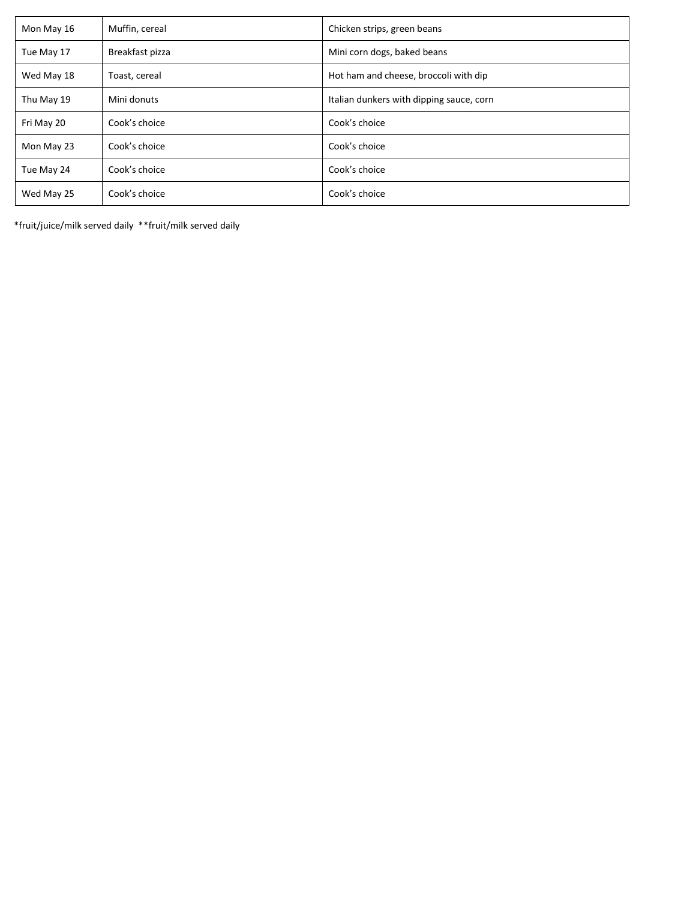| | | |
|---|---|---|
| Mon May 16 | Muffin, cereal | Chicken strips, green beans |
| Tue May 17 | Breakfast pizza | Mini corn dogs, baked beans |
| Wed May 18 | Toast, cereal | Hot ham and cheese, broccoli with dip |
| Thu May 19 | Mini donuts | Italian dunkers with dipping sauce, corn |
| Fri May 20 | Cook's choice | Cook's choice |
| Mon May 23 | Cook's choice | Cook's choice |
| Tue May 24 | Cook's choice | Cook's choice |
| Wed May 25 | Cook's choice | Cook's choice |

*fruit/juice/milk served daily  **fruit/milk served daily